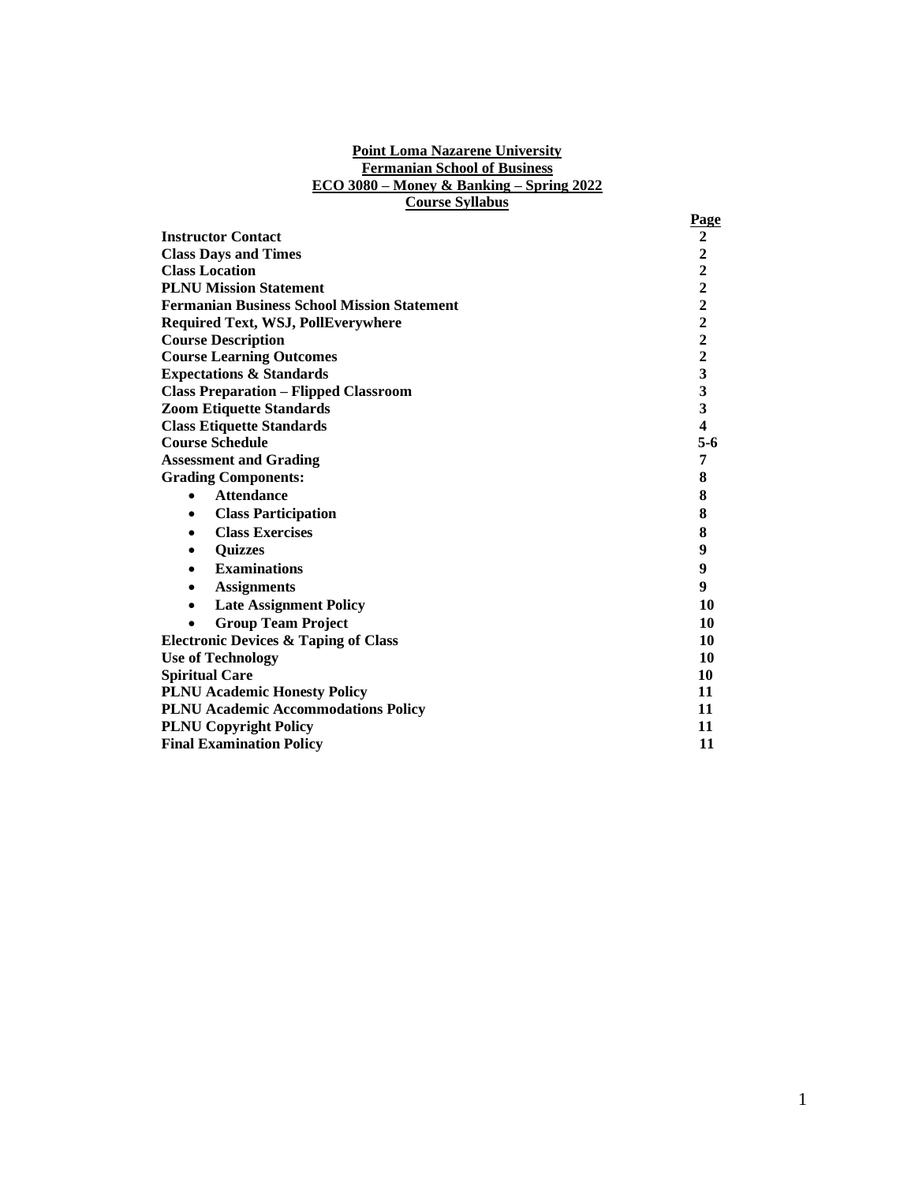**Point Loma Nazarene University**
**Fermanian School of Business**
**ECO 3080 – Money & Banking – Spring 2022**
**Course Syllabus**

| | **Page** |
|---|---|
| **Instructor Contact** | **2** |
| **Class Days and Times** | **2** |
| **Class Location** | **2** |
| **PLNU Mission Statement** | **2** |
| **Fermanian Business School Mission Statement** | **2** |
| **Required Text, WSJ, PollEverywhere** | **2** |
| **Course Description** | **2** |
| **Course Learning Outcomes** | **2** |
| **Expectations & Standards** | **3** |
| **Class Preparation – Flipped Classroom** | **3** |
| **Zoom Etiquette Standards** | **3** |
| **Class Etiquette Standards** | **4** |
| **Course Schedule** | **5-6** |
| **Assessment and Grading** | **7** |
| **Grading Components:** | **8** |
| • **Attendance** | **8** |
| • **Class Participation** | **8** |
| • **Class Exercises** | **8** |
| • **Quizzes** | **9** |
| • **Examinations** | **9** |
| • **Assignments** | **9** |
| • **Late Assignment Policy** | **10** |
| • **Group Team Project** | **10** |
| **Electronic Devices & Taping of Class** | **10** |
| **Use of Technology** | **10** |
| **Spiritual Care** | **10** |
| **PLNU Academic Honesty Policy** | **11** |
| **PLNU Academic Accommodations Policy** | **11** |
| **PLNU Copyright Policy** | **11** |
| **Final Examination Policy** | **11** |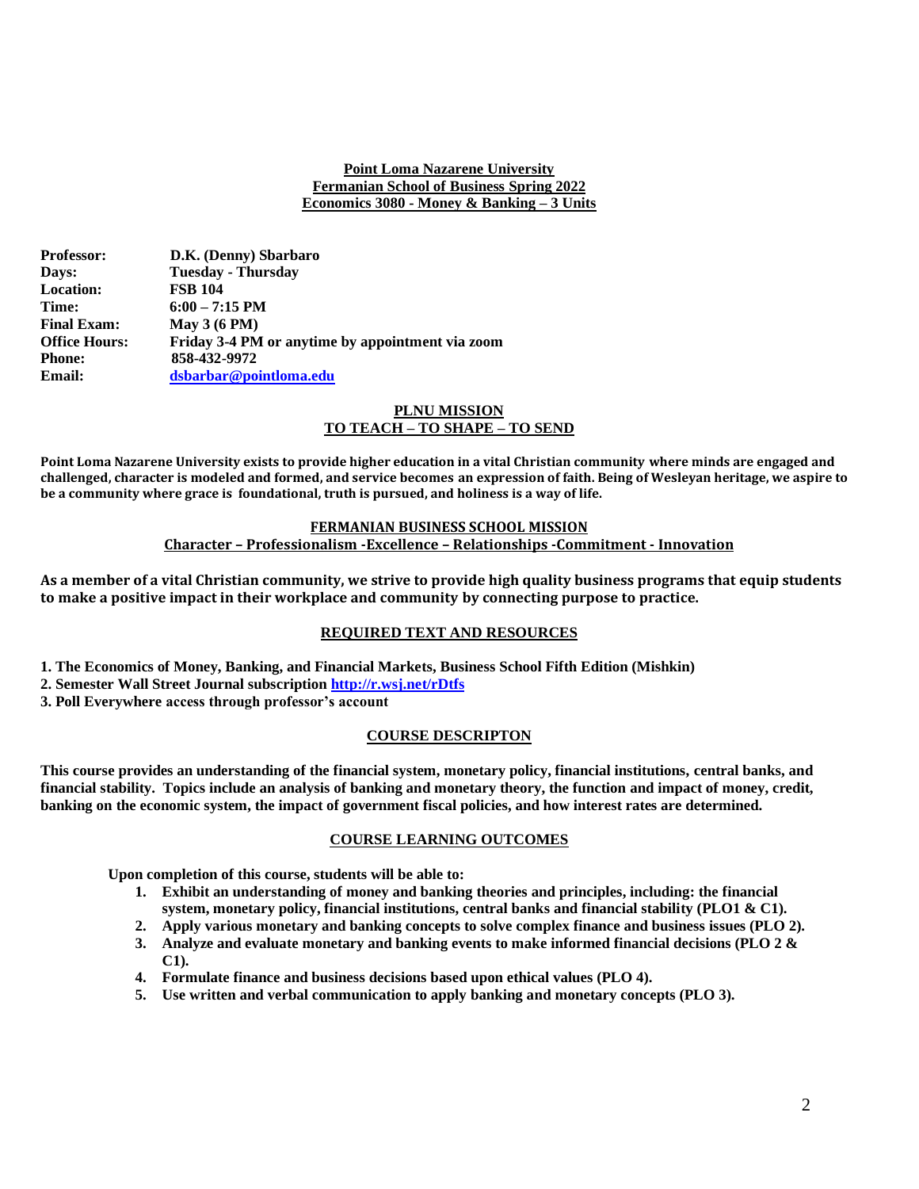**Point Loma Nazarene University**
**Fermanian School of Business Spring 2022**
**Economics 3080 - Money & Banking – 3 Units**

**Professor:** D.K. (Denny) Sbarbaro
**Days:** Tuesday - Thursday
**Location:** FSB 104
**Time:** 6:00 – 7:15 PM
**Final Exam:** May 3 (6 PM)
**Office Hours:** Friday 3-4 PM or anytime by appointment via zoom
**Phone:** 858-432-9972
**Email:** dsbarbar@pointloma.edu

## PLNU MISSION
## TO TEACH – TO SHAPE – TO SEND

**Point Loma Nazarene University exists to provide higher education in a vital Christian community where minds are engaged and challenged, character is modeled and formed, and service becomes an expression of faith. Being of Wesleyan heritage, we aspire to be a community where grace is foundational, truth is pursued, and holiness is a way of life.**

## FERMANIAN BUSINESS SCHOOL MISSION
## Character – Professionalism -Excellence – Relationships -Commitment - Innovation

**As a member of a vital Christian community, we strive to provide high quality business programs that equip students to make a positive impact in their workplace and community by connecting purpose to practice.**

## REQUIRED TEXT AND RESOURCES

**1. The Economics of Money, Banking, and Financial Markets, Business School Fifth Edition (Mishkin)**
**2. Semester Wall Street Journal subscription http://r.wsj.net/rDtfs**
**3. Poll Everywhere access through professor's account**

## COURSE DESCRIPTON

**This course provides an understanding of the financial system, monetary policy, financial institutions, central banks, and financial stability. Topics include an analysis of banking and monetary theory, the function and impact of money, credit, banking on the economic system, the impact of government fiscal policies, and how interest rates are determined.**

## COURSE LEARNING OUTCOMES

**Upon completion of this course, students will be able to:**

1. **Exhibit an understanding of money and banking theories and principles, including: the financial system, monetary policy, financial institutions, central banks and financial stability (PLO1 & C1).**
2. **Apply various monetary and banking concepts to solve complex finance and business issues (PLO 2).**
3. **Analyze and evaluate monetary and banking events to make informed financial decisions (PLO 2 & C1).**
4. **Formulate finance and business decisions based upon ethical values (PLO 4).**
5. **Use written and verbal communication to apply banking and monetary concepts (PLO 3).**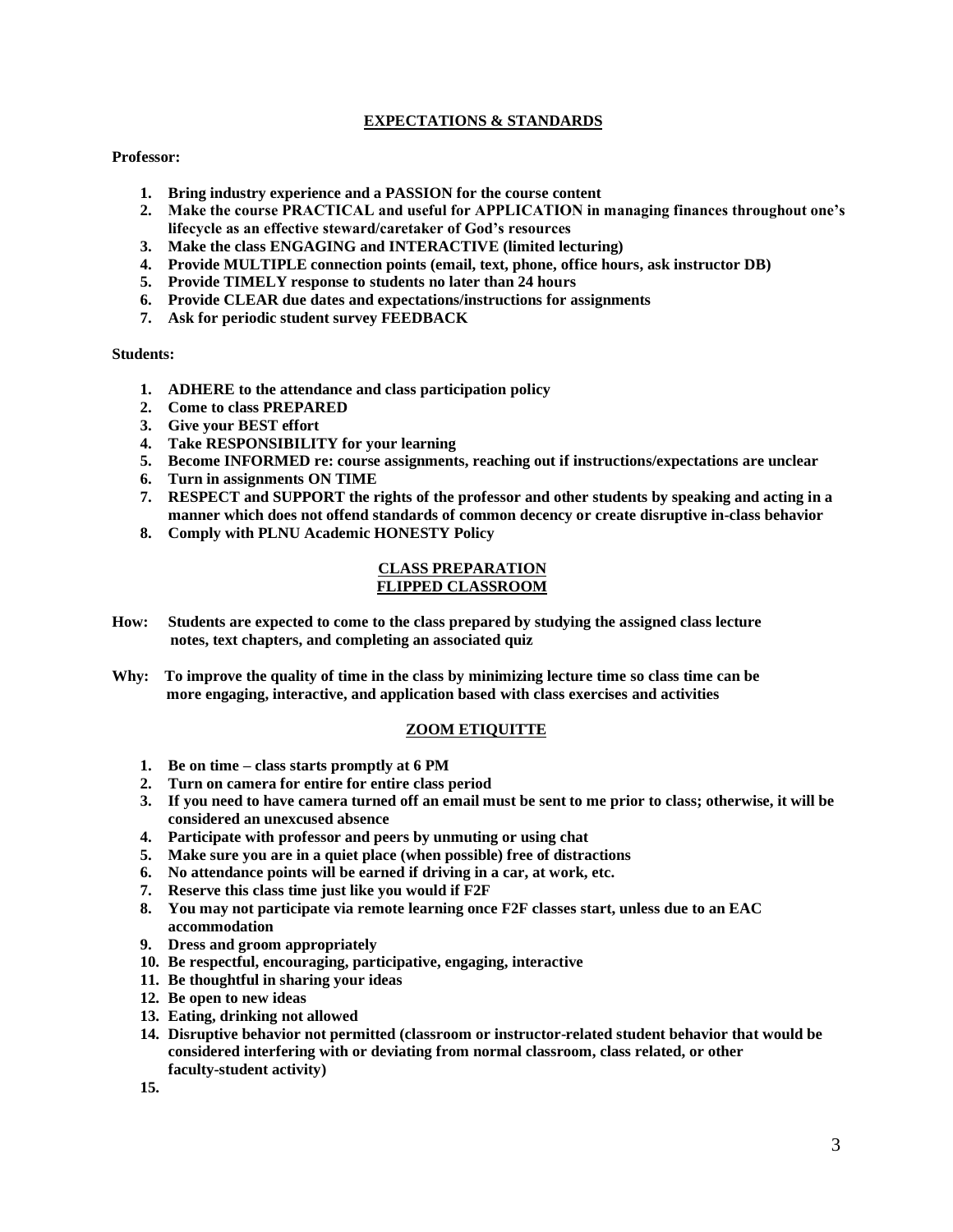## EXPECTATIONS & STANDARDS

**Professor:**

1. **Bring industry experience and a PASSION for the course content**
2. **Make the course PRACTICAL and useful for APPLICATION in managing finances throughout one's lifecycle as an effective steward/caretaker of God's resources**
3. **Make the class ENGAGING and INTERACTIVE (limited lecturing)**
4. **Provide MULTIPLE connection points (email, text, phone, office hours, ask instructor DB)**
5. **Provide TIMELY response to students no later than 24 hours**
6. **Provide CLEAR due dates and expectations/instructions for assignments**
7. **Ask for periodic student survey FEEDBACK**

**Students:**

1. **ADHERE to the attendance and class participation policy**
2. **Come to class PREPARED**
3. **Give your BEST effort**
4. **Take RESPONSIBILITY for your learning**
5. **Become INFORMED re: course assignments, reaching out if instructions/expectations are unclear**
6. **Turn in assignments ON TIME**
7. **RESPECT and SUPPORT the rights of the professor and other students by speaking and acting in a manner which does not offend standards of common decency or create disruptive in-class behavior**
8. **Comply with PLNU Academic HONESTY Policy**

## CLASS PREPARATION
## FLIPPED CLASSROOM

**How: Students are expected to come to the class prepared by studying the assigned class lecture notes, text chapters, and completing an associated quiz**

**Why: To improve the quality of time in the class by minimizing lecture time so class time can be more engaging, interactive, and application based with class exercises and activities**

## ZOOM ETIQUITTE

1. **Be on time – class starts promptly at 6 PM**
2. **Turn on camera for entire for entire class period**
3. **If you need to have camera turned off an email must be sent to me prior to class; otherwise, it will be considered an unexcused absence**
4. **Participate with professor and peers by unmuting or using chat**
5. **Make sure you are in a quiet place (when possible) free of distractions**
6. **No attendance points will be earned if driving in a car, at work, etc.**
7. **Reserve this class time just like you would if F2F**
8. **You may not participate via remote learning once F2F classes start, unless due to an EAC accommodation**
9. **Dress and groom appropriately**
10. **Be respectful, encouraging, participative, engaging, interactive**
11. **Be thoughtful in sharing your ideas**
12. **Be open to new ideas**
13. **Eating, drinking not allowed**
14. **Disruptive behavior not permitted (classroom or instructor-related student behavior that would be considered interfering with or deviating from normal classroom, class related, or other faculty-student activity)**
15.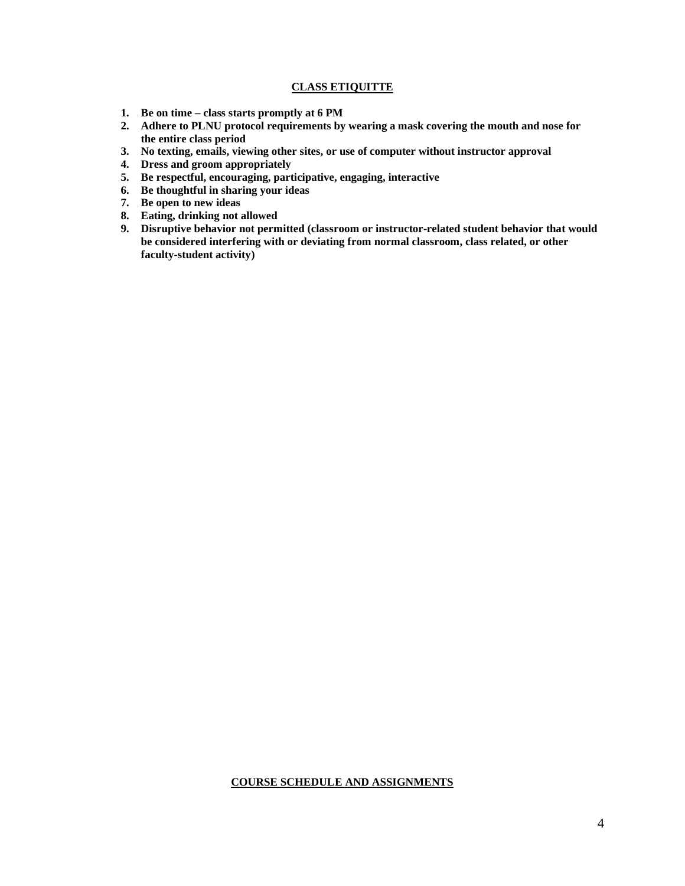## CLASS ETIQUITTE

1. **Be on time – class starts promptly at 6 PM**
2. **Adhere to PLNU protocol requirements by wearing a mask covering the mouth and nose for the entire class period**
3. **No texting, emails, viewing other sites, or use of computer without instructor approval**
4. **Dress and groom appropriately**
5. **Be respectful, encouraging, participative, engaging, interactive**
6. **Be thoughtful in sharing your ideas**
7. **Be open to new ideas**
8. **Eating, drinking not allowed**
9. **Disruptive behavior not permitted (classroom or instructor-related student behavior that would be considered interfering with or deviating from normal classroom, class related, or other faculty-student activity)**

## COURSE SCHEDULE AND ASSIGNMENTS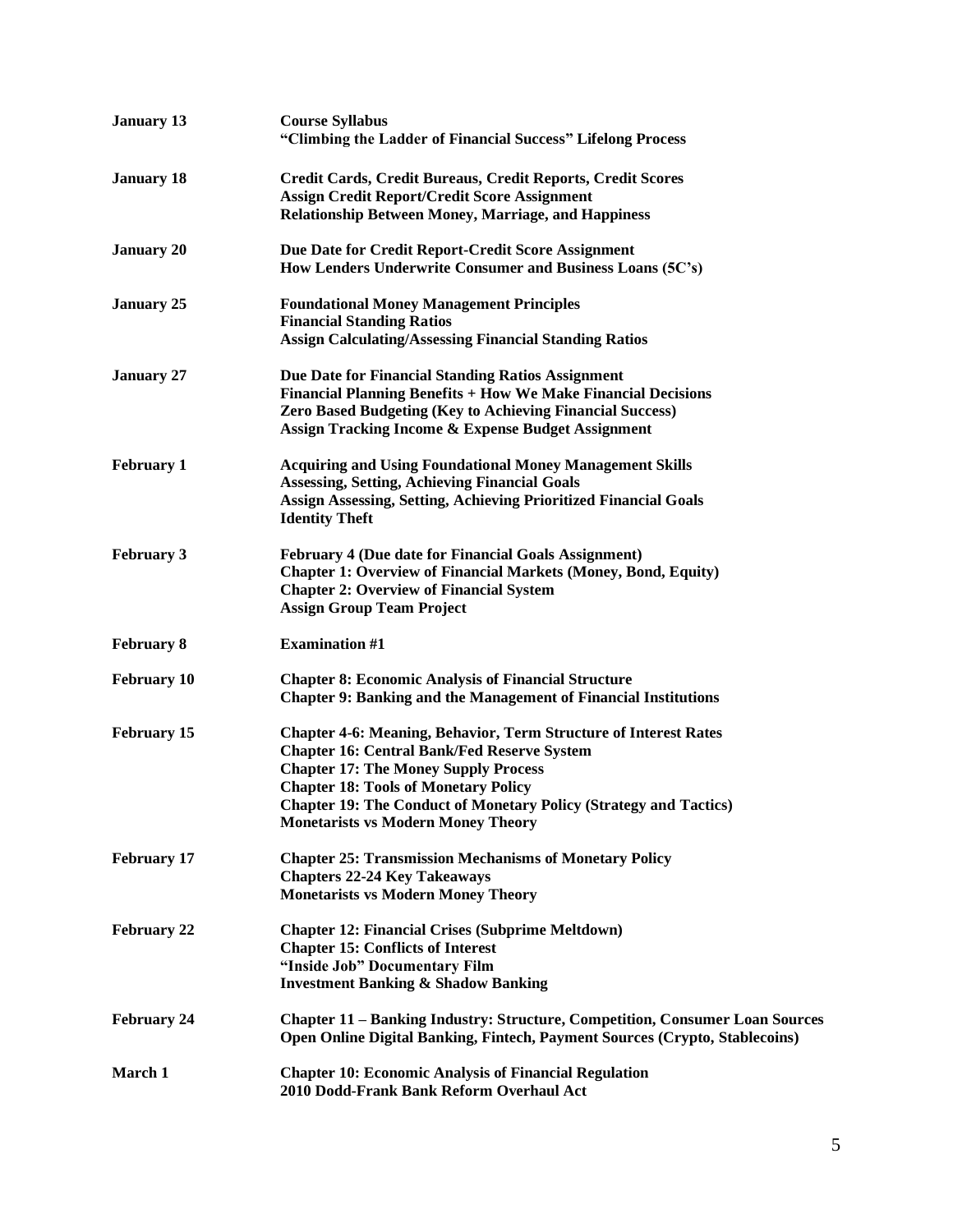| | |
|---|---|
| **January 13** | **Course Syllabus**<br>**"Climbing the Ladder of Financial Success" Lifelong Process** |
| **January 18** | **Credit Cards, Credit Bureaus, Credit Reports, Credit Scores**<br>**Assign Credit Report/Credit Score Assignment**<br>**Relationship Between Money, Marriage, and Happiness** |
| **January 20** | **Due Date for Credit Report-Credit Score Assignment**<br>**How Lenders Underwrite Consumer and Business Loans (5C's)** |
| **January 25** | **Foundational Money Management Principles**<br>**Financial Standing Ratios**<br>**Assign Calculating/Assessing Financial Standing Ratios** |
| **January 27** | **Due Date for Financial Standing Ratios Assignment**<br>**Financial Planning Benefits + How We Make Financial Decisions**<br>**Zero Based Budgeting (Key to Achieving Financial Success)**<br>**Assign Tracking Income & Expense Budget Assignment** |
| **February 1** | **Acquiring and Using Foundational Money Management Skills**<br>**Assessing, Setting, Achieving Financial Goals**<br>**Assign Assessing, Setting, Achieving Prioritized Financial Goals**<br>**Identity Theft** |
| **February 3** | **February 4 (Due date for Financial Goals Assignment)**<br>**Chapter 1: Overview of Financial Markets (Money, Bond, Equity)**<br>**Chapter 2: Overview of Financial System**<br>**Assign Group Team Project** |
| **February 8** | **Examination #1** |
| **February 10** | **Chapter 8: Economic Analysis of Financial Structure**<br>**Chapter 9: Banking and the Management of Financial Institutions** |
| **February 15** | **Chapter 4-6: Meaning, Behavior, Term Structure of Interest Rates**<br>**Chapter 16: Central Bank/Fed Reserve System**<br>**Chapter 17: The Money Supply Process**<br>**Chapter 18: Tools of Monetary Policy**<br>**Chapter 19: The Conduct of Monetary Policy (Strategy and Tactics)**<br>**Monetarists vs Modern Money Theory** |
| **February 17** | **Chapter 25: Transmission Mechanisms of Monetary Policy**<br>**Chapters 22-24 Key Takeaways**<br>**Monetarists vs Modern Money Theory** |
| **February 22** | **Chapter 12: Financial Crises (Subprime Meltdown)**<br>**Chapter 15: Conflicts of Interest**<br>**"Inside Job" Documentary Film**<br>**Investment Banking & Shadow Banking** |
| **February 24** | **Chapter 11 – Banking Industry: Structure, Competition, Consumer Loan Sources**<br>**Open Online Digital Banking, Fintech, Payment Sources (Crypto, Stablecoins)** |
| **March 1** | **Chapter 10: Economic Analysis of Financial Regulation**<br>**2010 Dodd-Frank Bank Reform Overhaul Act** |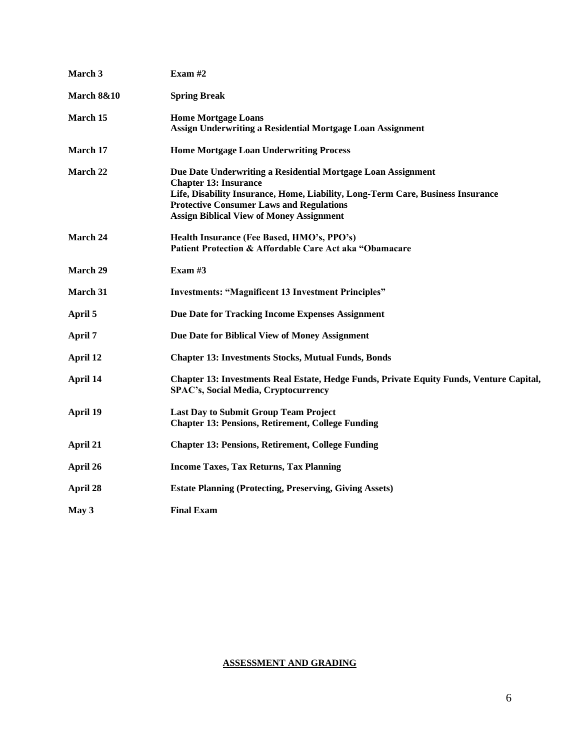| | |
|---|---|
| **March 3** | **Exam #2** |
| **March 8&10** | **Spring Break** |
| **March 15** | **Home Mortgage Loans**<br>**Assign Underwriting a Residential Mortgage Loan Assignment** |
| **March 17** | **Home Mortgage Loan Underwriting Process** |
| **March 22** | **Due Date Underwriting a Residential Mortgage Loan Assignment**<br>**Chapter 13: Insurance**<br>**Life, Disability Insurance, Home, Liability, Long-Term Care, Business Insurance**<br>**Protective Consumer Laws and Regulations**<br>**Assign Biblical View of Money Assignment** |
| **March 24** | **Health Insurance (Fee Based, HMO's, PPO's)**<br>**Patient Protection & Affordable Care Act aka "Obamacare** |
| **March 29** | **Exam #3** |
| **March 31** | **Investments: "Magnificent 13 Investment Principles"** |
| **April 5** | **Due Date for Tracking Income Expenses Assignment** |
| **April 7** | **Due Date for Biblical View of Money Assignment** |
| **April 12** | **Chapter 13: Investments Stocks, Mutual Funds, Bonds** |
| **April 14** | **Chapter 13: Investments Real Estate, Hedge Funds, Private Equity Funds, Venture Capital, SPAC's, Social Media, Cryptocurrency** |
| **April 19** | **Last Day to Submit Group Team Project**<br>**Chapter 13: Pensions, Retirement, College Funding** |
| **April 21** | **Chapter 13: Pensions, Retirement, College Funding** |
| **April 26** | **Income Taxes, Tax Returns, Tax Planning** |
| **April 28** | **Estate Planning (Protecting, Preserving, Giving Assets)** |
| **May 3** | **Final Exam** |

## ASSESSMENT AND GRADING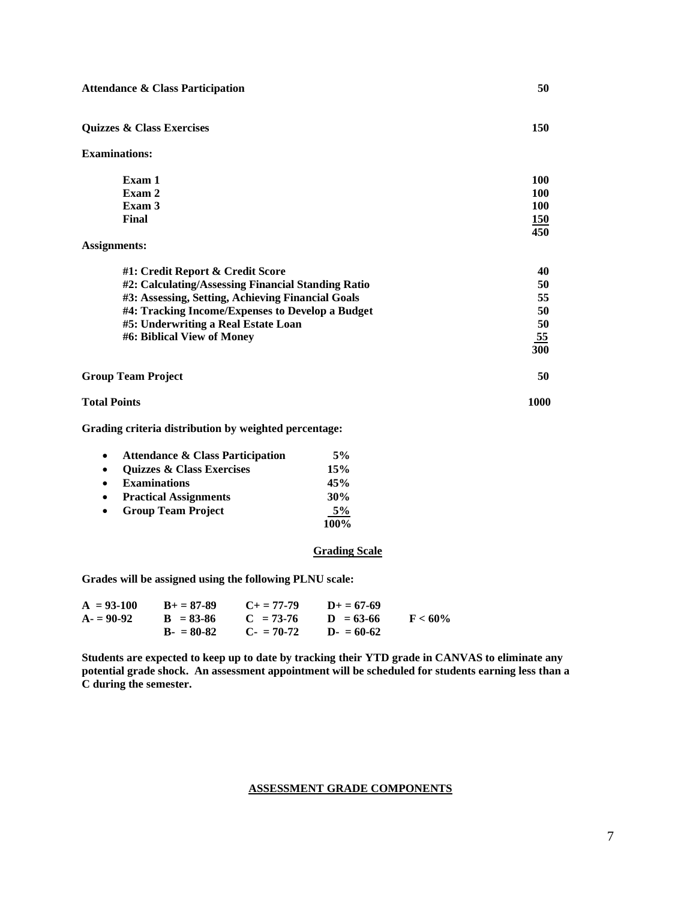| | |
|---|---|
| **Attendance & Class Participation** | **50** |
| **Quizzes & Class Exercises** | **150** |
| **Examinations:** | |
| **Exam 1** | **100** |
| **Exam 2** | **100** |
| **Exam 3** | **100** |
| **Final** | **150** |
| | **450** |
| **Assignments:** | |
| **#1: Credit Report & Credit Score** | **40** |
| **#2: Calculating/Assessing Financial Standing Ratio** | **50** |
| **#3: Assessing, Setting, Achieving Financial Goals** | **55** |
| **#4: Tracking Income/Expenses to Develop a Budget** | **50** |
| **#5: Underwriting a Real Estate Loan** | **50** |
| **#6: Biblical View of Money** | **55** |
| | **300** |
| **Group Team Project** | **50** |
| **Total Points** | **1000** |

**Grading criteria distribution by weighted percentage:**

- **Attendance & Class Participation** **5%**
- **Quizzes & Class Exercises** **15%**
- **Examinations** **45%**
- **Practical Assignments** **30%**
- **Group Team Project** **5%**

**100%**

## Grading Scale

**Grades will be assigned using the following PLNU scale:**

| | | | | |
|---|---|---|---|---|
| **A = 93-100** | **B+ = 87-89** | **C+ = 77-79** | **D+ = 67-69** | |
| **A- = 90-92** | **B = 83-86** | **C = 73-76** | **D = 63-66** | **F < 60%** |
| | **B- = 80-82** | **C- = 70-72** | **D- = 60-62** | |

**Students are expected to keep up to date by tracking their YTD grade in CANVAS to eliminate any potential grade shock. An assessment appointment will be scheduled for students earning less than a C during the semester.**

## ASSESSMENT GRADE COMPONENTS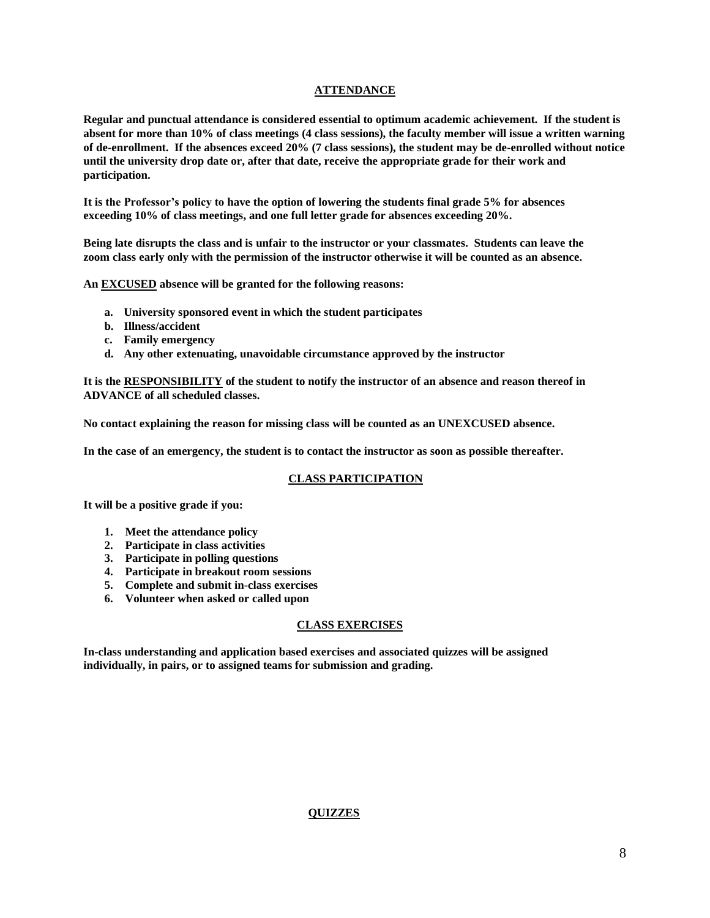## ATTENDANCE

**Regular and punctual attendance is considered essential to optimum academic achievement. If the student is absent for more than 10% of class meetings (4 class sessions), the faculty member will issue a written warning of de-enrollment. If the absences exceed 20% (7 class sessions), the student may be de-enrolled without notice until the university drop date or, after that date, receive the appropriate grade for their work and participation.**

**It is the Professor's policy to have the option of lowering the students final grade 5% for absences exceeding 10% of class meetings, and one full letter grade for absences exceeding 20%.**

**Being late disrupts the class and is unfair to the instructor or your classmates. Students can leave the zoom class early only with the permission of the instructor otherwise it will be counted as an absence.**

**An <u>EXCUSED</u> absence will be granted for the following reasons:**

- **a. University sponsored event in which the student participates**
- **b. Illness/accident**
- **c. Family emergency**
- **d. Any other extenuating, unavoidable circumstance approved by the instructor**

**It is the <u>RESPONSIBILITY</u> of the student to notify the instructor of an absence and reason thereof in ADVANCE of all scheduled classes.**

**No contact explaining the reason for missing class will be counted as an UNEXCUSED absence.**

**In the case of an emergency, the student is to contact the instructor as soon as possible thereafter.**

## CLASS PARTICIPATION

**It will be a positive grade if you:**

1. **Meet the attendance policy**
2. **Participate in class activities**
3. **Participate in polling questions**
4. **Participate in breakout room sessions**
5. **Complete and submit in-class exercises**
6. **Volunteer when asked or called upon**

## CLASS EXERCISES

**In-class understanding and application based exercises and associated quizzes will be assigned individually, in pairs, or to assigned teams for submission and grading.**

## QUIZZES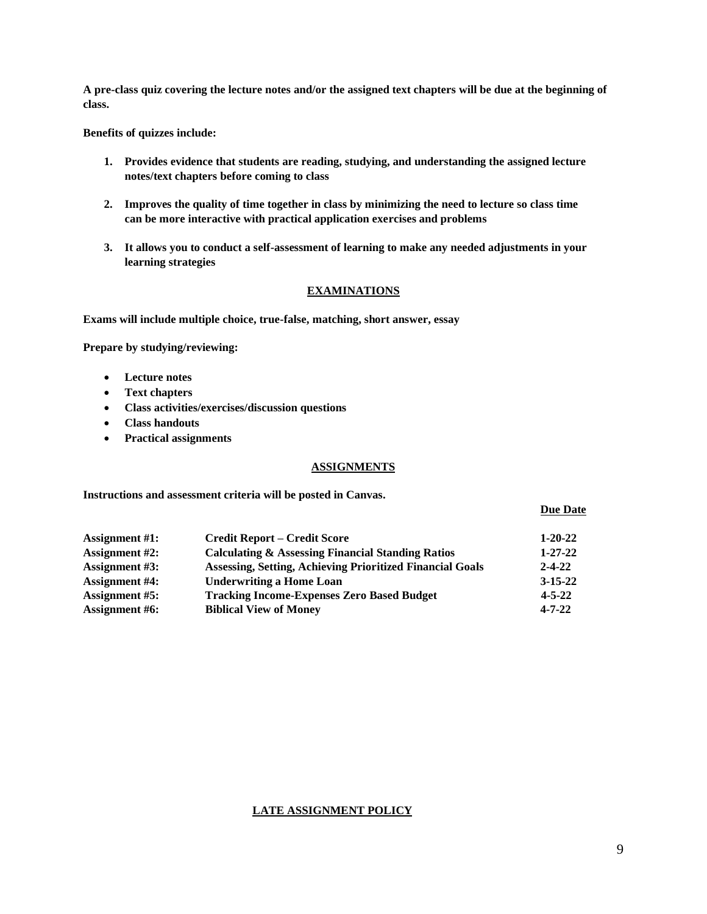**A pre-class quiz covering the lecture notes and/or the assigned text chapters will be due at the beginning of class.**

**Benefits of quizzes include:**

1. **Provides evidence that students are reading, studying, and understanding the assigned lecture notes/text chapters before coming to class**

2. **Improves the quality of time together in class by minimizing the need to lecture so class time can be more interactive with practical application exercises and problems**

3. **It allows you to conduct a self-assessment of learning to make any needed adjustments in your learning strategies**

## EXAMINATIONS

**Exams will include multiple choice, true-false, matching, short answer, essay**

**Prepare by studying/reviewing:**

- **Lecture notes**
- **Text chapters**
- **Class activities/exercises/discussion questions**
- **Class handouts**
- **Practical assignments**

## ASSIGNMENTS

**Instructions and assessment criteria will be posted in Canvas.**

| | | Due Date |
|---|---|---|
| **Assignment #1:** | **Credit Report – Credit Score** | **1-20-22** |
| **Assignment #2:** | **Calculating & Assessing Financial Standing Ratios** | **1-27-22** |
| **Assignment #3:** | **Assessing, Setting, Achieving Prioritized Financial Goals** | **2-4-22** |
| **Assignment #4:** | **Underwriting a Home Loan** | **3-15-22** |
| **Assignment #5:** | **Tracking Income-Expenses Zero Based Budget** | **4-5-22** |
| **Assignment #6:** | **Biblical View of Money** | **4-7-22** |

## LATE ASSIGNMENT POLICY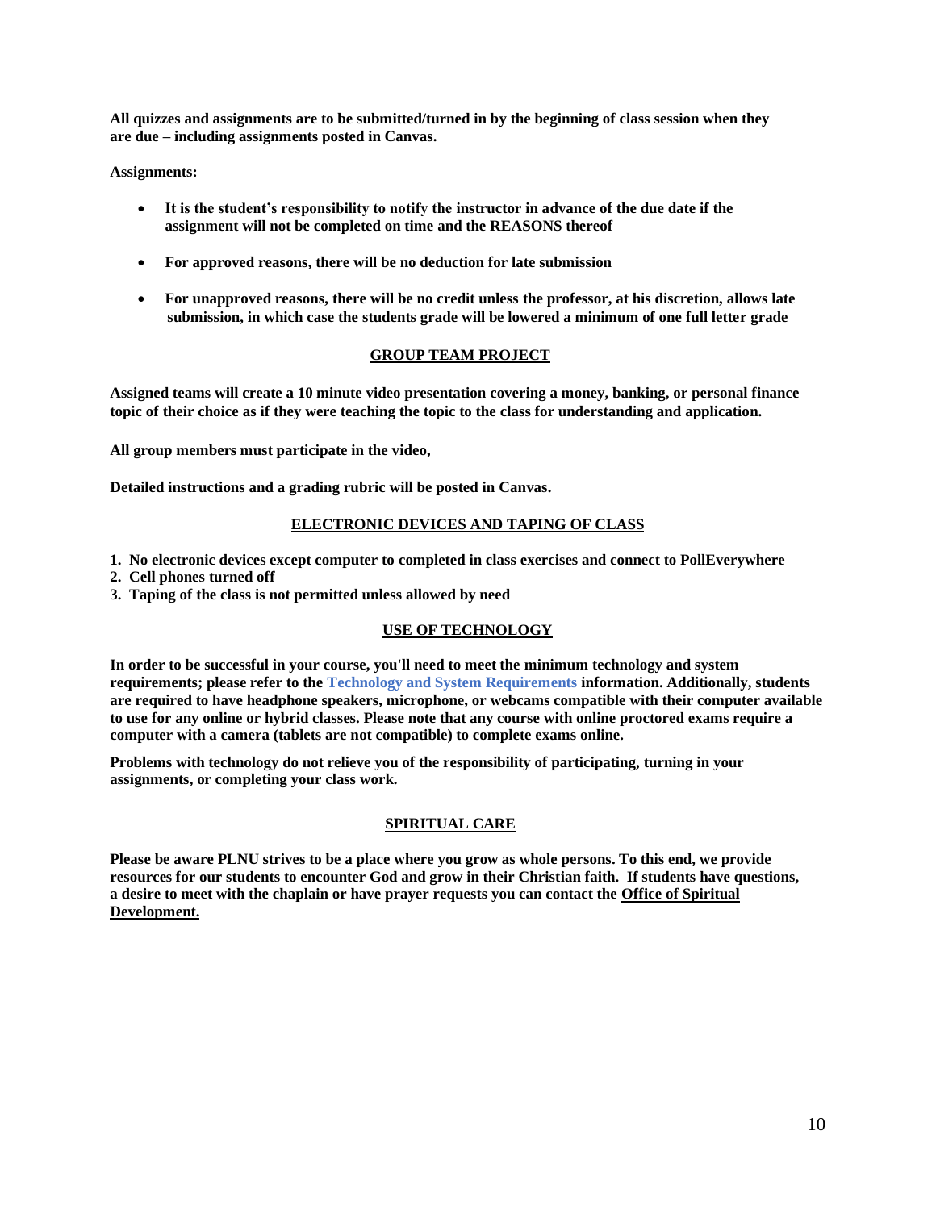**All quizzes and assignments are to be submitted/turned in by the beginning of class session when they are due – including assignments posted in Canvas.**

**Assignments:**

- **It is the student's responsibility to notify the instructor in advance of the due date if the assignment will not be completed on time and the REASONS thereof**
- **For approved reasons, there will be no deduction for late submission**
- **For unapproved reasons, there will be no credit unless the professor, at his discretion, allows late submission, in which case the students grade will be lowered a minimum of one full letter grade**

## GROUP TEAM PROJECT

**Assigned teams will create a 10 minute video presentation covering a money, banking, or personal finance topic of their choice as if they were teaching the topic to the class for understanding and application.**

**All group members must participate in the video,**

**Detailed instructions and a grading rubric will be posted in Canvas.**

## ELECTRONIC DEVICES AND TAPING OF CLASS

1. **No electronic devices except computer to completed in class exercises and connect to PollEverywhere**
2. **Cell phones turned off**
3. **Taping of the class is not permitted unless allowed by need**

## USE OF TECHNOLOGY

**In order to be successful in your course, you'll need to meet the minimum technology and system requirements; please refer to the Technology and System Requirements information. Additionally, students are required to have headphone speakers, microphone, or webcams compatible with their computer available to use for any online or hybrid classes. Please note that any course with online proctored exams require a computer with a camera (tablets are not compatible) to complete exams online.**

**Problems with technology do not relieve you of the responsibility of participating, turning in your assignments, or completing your class work.**

## SPIRITUAL CARE

**Please be aware PLNU strives to be a place where you grow as whole persons. To this end, we provide resources for our students to encounter God and grow in their Christian faith. If students have questions, a desire to meet with the chaplain or have prayer requests you can contact the Office of Spiritual Development.**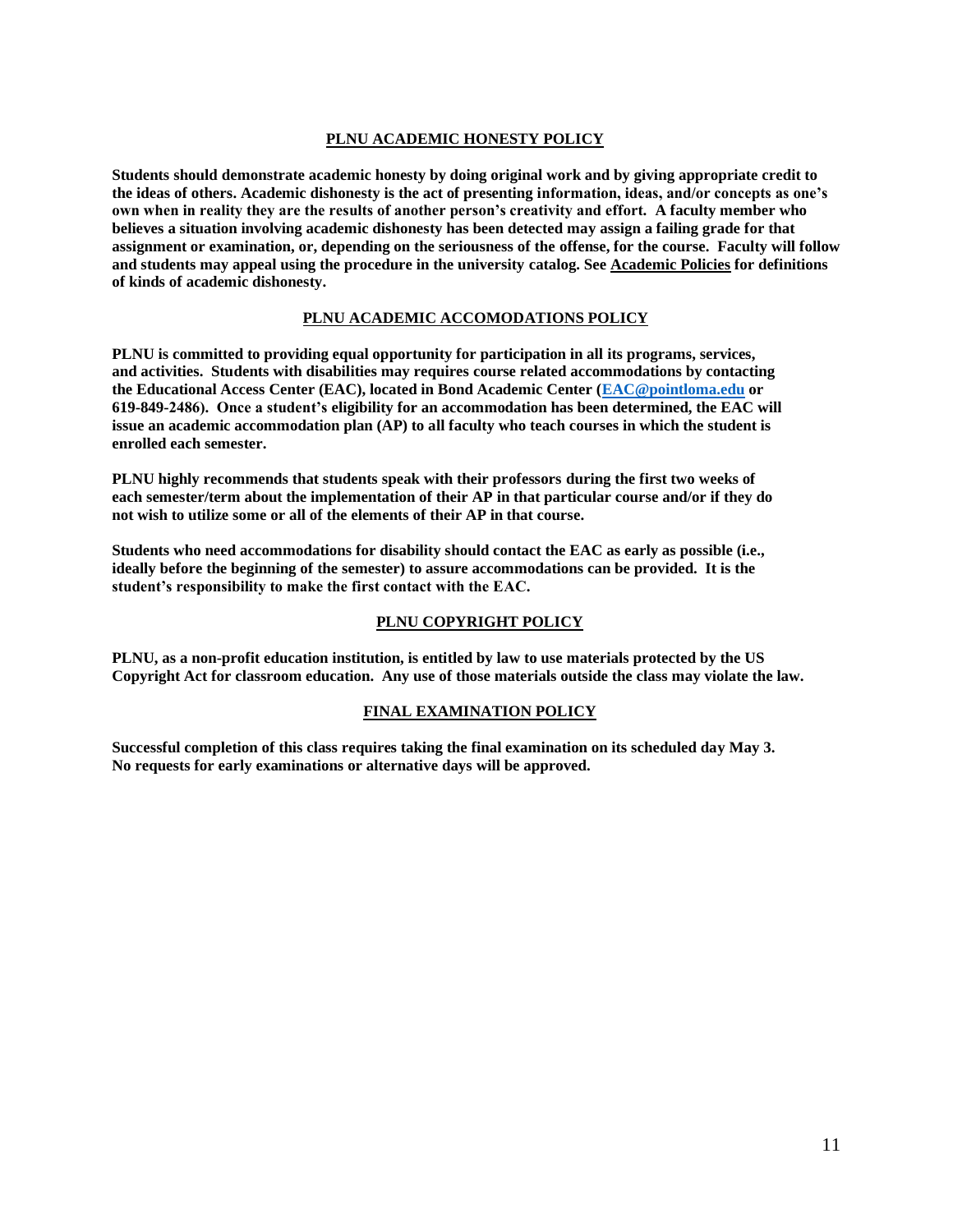## PLNU ACADEMIC HONESTY POLICY

**Students should demonstrate academic honesty by doing original work and by giving appropriate credit to the ideas of others. Academic dishonesty is the act of presenting information, ideas, and/or concepts as one's own when in reality they are the results of another person's creativity and effort. A faculty member who believes a situation involving academic dishonesty has been detected may assign a failing grade for that assignment or examination, or, depending on the seriousness of the offense, for the course. Faculty will follow and students may appeal using the procedure in the university catalog. See Academic Policies for definitions of kinds of academic dishonesty.**

## PLNU ACADEMIC ACCOMODATIONS POLICY

**PLNU is committed to providing equal opportunity for participation in all its programs, services, and activities. Students with disabilities may requires course related accommodations by contacting the Educational Access Center (EAC), located in Bond Academic Center (EAC@pointloma.edu or 619-849-2486). Once a student's eligibility for an accommodation has been determined, the EAC will issue an academic accommodation plan (AP) to all faculty who teach courses in which the student is enrolled each semester.**

**PLNU highly recommends that students speak with their professors during the first two weeks of each semester/term about the implementation of their AP in that particular course and/or if they do not wish to utilize some or all of the elements of their AP in that course.**

**Students who need accommodations for disability should contact the EAC as early as possible (i.e., ideally before the beginning of the semester) to assure accommodations can be provided. It is the student's responsibility to make the first contact with the EAC.**

## PLNU COPYRIGHT POLICY

**PLNU, as a non-profit education institution, is entitled by law to use materials protected by the US Copyright Act for classroom education. Any use of those materials outside the class may violate the law.**

## FINAL EXAMINATION POLICY

**Successful completion of this class requires taking the final examination on its scheduled day May 3. No requests for early examinations or alternative days will be approved.**